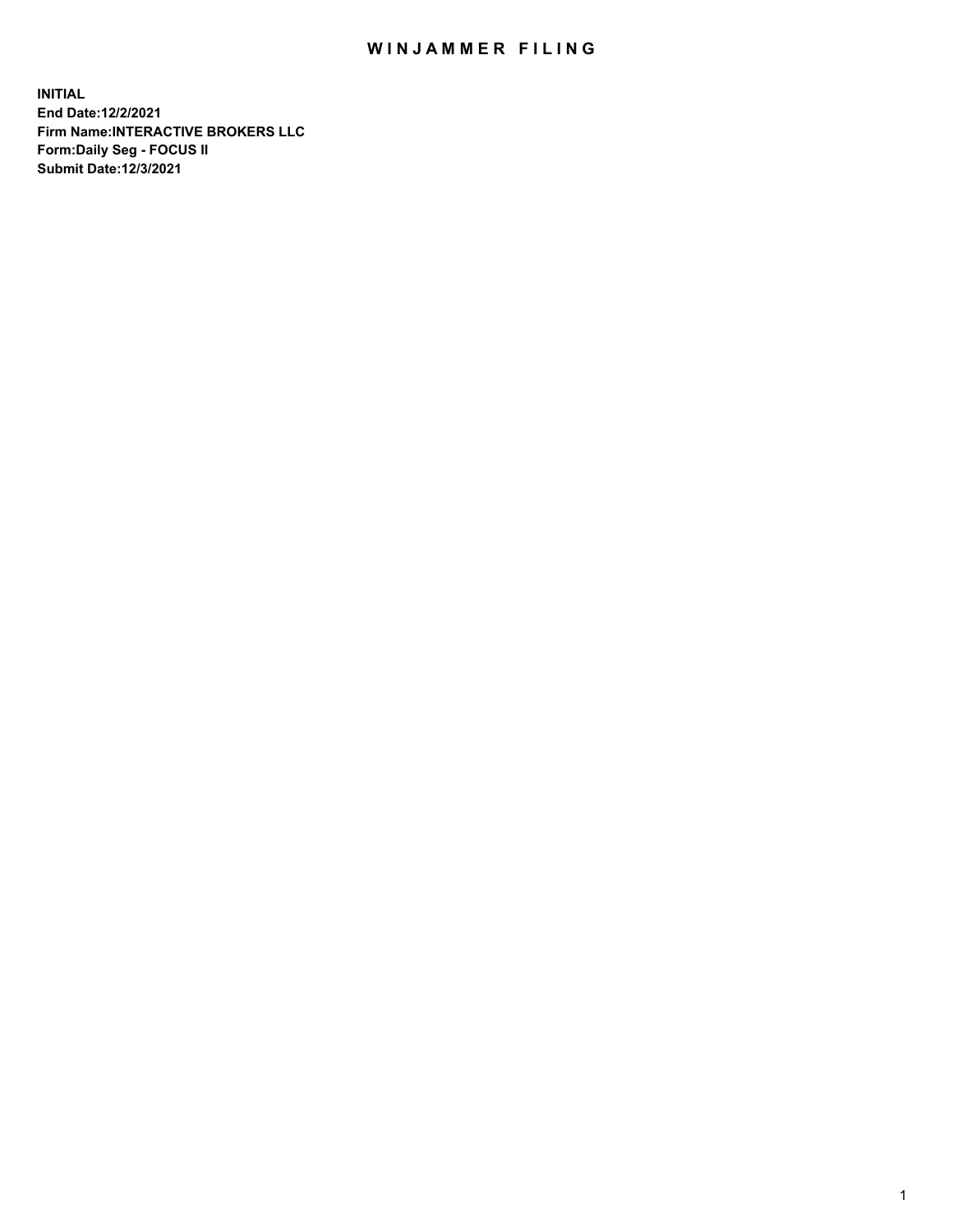# WINJAMMER FILING

**INITIAL**
**End Date:12/2/2021**
**Firm Name:INTERACTIVE BROKERS LLC**
**Form:Daily Seg - FOCUS II**
**Submit Date:12/3/2021**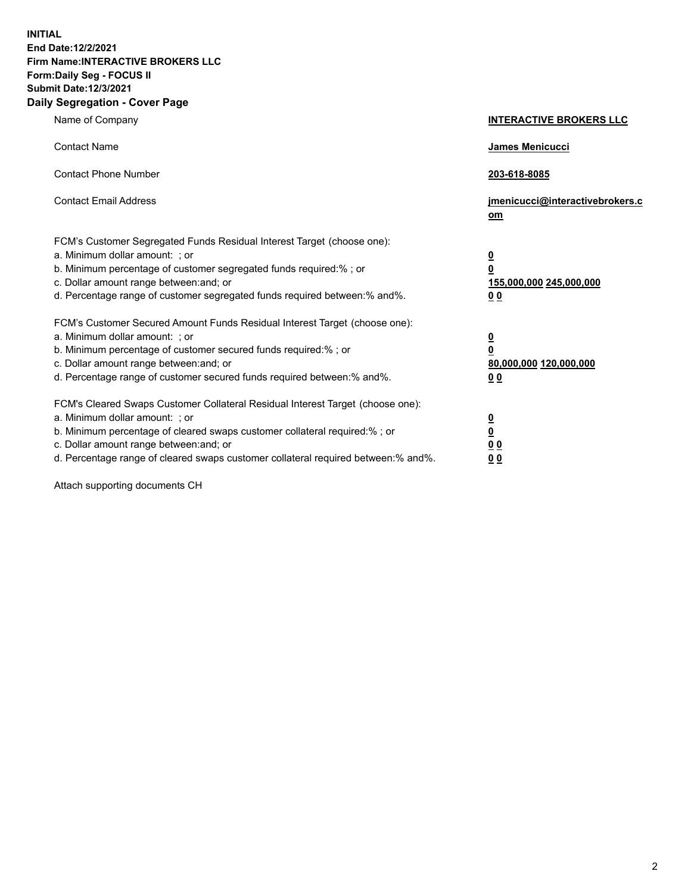**INITIAL**
**End Date:12/2/2021**
**Firm Name:INTERACTIVE BROKERS LLC**
**Form:Daily Seg - FOCUS II**
**Submit Date:12/3/2021**
**Daily Segregation - Cover Page**

| | |
|---|---|
| Name of Company | **INTERACTIVE BROKERS LLC** |
| Contact Name | **James Menicucci** |
| Contact Phone Number | **203-618-8085** |
| Contact Email Address | **jmenicucci@interactivebrokers.com** |

FCM's Customer Segregated Funds Residual Interest Target (choose one):

| | |
|---|---|
| a. Minimum dollar amount: ; or | **0** |
| b. Minimum percentage of customer segregated funds required:% ; or | **0** |
| c. Dollar amount range between:and; or | **155,000,000 245,000,000** |
| d. Percentage range of customer segregated funds required between:% and%. | **0 0** |

FCM's Customer Secured Amount Funds Residual Interest Target (choose one):

| | |
|---|---|
| a. Minimum dollar amount: ; or | **0** |
| b. Minimum percentage of customer secured funds required:% ; or | **0** |
| c. Dollar amount range between:and; or | **80,000,000 120,000,000** |
| d. Percentage range of customer secured funds required between:% and%. | **0 0** |

FCM's Cleared Swaps Customer Collateral Residual Interest Target (choose one):

| | |
|---|---|
| a. Minimum dollar amount: ; or | **0** |
| b. Minimum percentage of cleared swaps customer collateral required:% ; or | **0** |
| c. Dollar amount range between:and; or | **0 0** |
| d. Percentage range of cleared swaps customer collateral required between:% and%. | **0 0** |

Attach supporting documents CH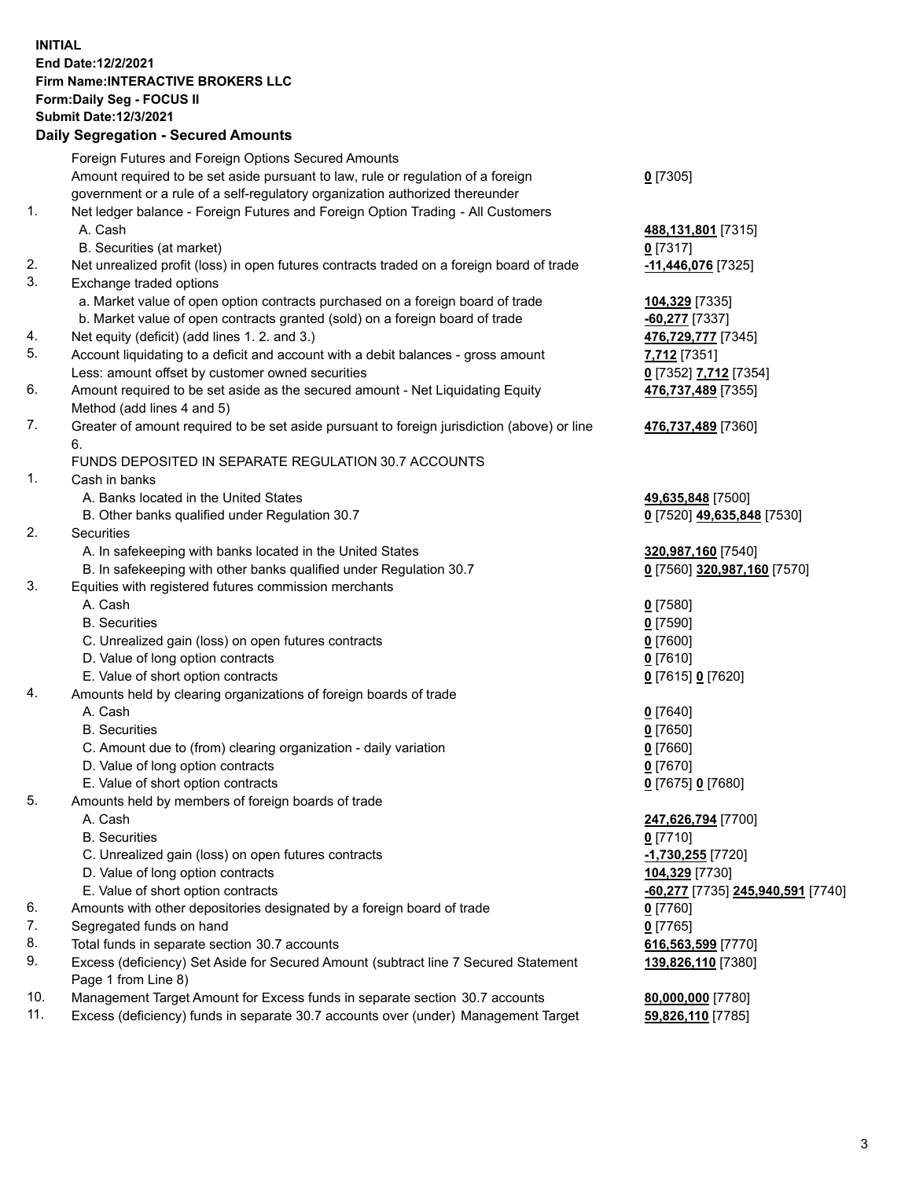**INITIAL**
**End Date:12/2/2021**
**Firm Name:INTERACTIVE BROKERS LLC**
**Form:Daily Seg - FOCUS II**
**Submit Date:12/3/2021**

## Daily Segregation - Secured Amounts

| | | |
|---|---|---|
| | Foreign Futures and Foreign Options Secured Amounts | |
| | Amount required to be set aside pursuant to law, rule or regulation of a foreign government or a rule of a self-regulatory organization authorized thereunder | **0** [7305] |
| 1. | Net ledger balance - Foreign Futures and Foreign Option Trading - All Customers | |
| | A. Cash | **488,131,801** [7315] |
| | B. Securities (at market) | **0** [7317] |
| 2. | Net unrealized profit (loss) in open futures contracts traded on a foreign board of trade | **-11,446,076** [7325] |
| 3. | Exchange traded options | |
| | a. Market value of open option contracts purchased on a foreign board of trade | **104,329** [7335] |
| | b. Market value of open contracts granted (sold) on a foreign board of trade | **-60,277** [7337] |
| 4. | Net equity (deficit) (add lines 1. 2. and 3.) | **476,729,777** [7345] |
| 5. | Account liquidating to a deficit and account with a debit balances - gross amount | **7,712** [7351] |
| | Less: amount offset by customer owned securities | **0** [7352] **7,712** [7354] |
| 6. | Amount required to be set aside as the secured amount - Net Liquidating Equity Method (add lines 4 and 5) | **476,737,489** [7355] |
| 7. | Greater of amount required to be set aside pursuant to foreign jurisdiction (above) or line 6. | **476,737,489** [7360] |
| | FUNDS DEPOSITED IN SEPARATE REGULATION 30.7 ACCOUNTS | |
| 1. | Cash in banks | |
| | A. Banks located in the United States | **49,635,848** [7500] |
| | B. Other banks qualified under Regulation 30.7 | **0** [7520] **49,635,848** [7530] |
| 2. | Securities | |
| | A. In safekeeping with banks located in the United States | **320,987,160** [7540] |
| | B. In safekeeping with other banks qualified under Regulation 30.7 | **0** [7560] **320,987,160** [7570] |
| 3. | Equities with registered futures commission merchants | |
| | A. Cash | **0** [7580] |
| | B. Securities | **0** [7590] |
| | C. Unrealized gain (loss) on open futures contracts | **0** [7600] |
| | D. Value of long option contracts | **0** [7610] |
| | E. Value of short option contracts | **0** [7615] **0** [7620] |
| 4. | Amounts held by clearing organizations of foreign boards of trade | |
| | A. Cash | **0** [7640] |
| | B. Securities | **0** [7650] |
| | C. Amount due to (from) clearing organization - daily variation | **0** [7660] |
| | D. Value of long option contracts | **0** [7670] |
| | E. Value of short option contracts | **0** [7675] **0** [7680] |
| 5. | Amounts held by members of foreign boards of trade | |
| | A. Cash | **247,626,794** [7700] |
| | B. Securities | **0** [7710] |
| | C. Unrealized gain (loss) on open futures contracts | **-1,730,255** [7720] |
| | D. Value of long option contracts | **104,329** [7730] |
| | E. Value of short option contracts | **-60,277** [7735] **245,940,591** [7740] |
| 6. | Amounts with other depositories designated by a foreign board of trade | **0** [7760] |
| 7. | Segregated funds on hand | **0** [7765] |
| 8. | Total funds in separate section 30.7 accounts | **616,563,599** [7770] |
| 9. | Excess (deficiency) Set Aside for Secured Amount (subtract line 7 Secured Statement Page 1 from Line 8) | **139,826,110** [7380] |
| 10. | Management Target Amount for Excess funds in separate section 30.7 accounts | **80,000,000** [7780] |
| 11. | Excess (deficiency) funds in separate 30.7 accounts over (under) Management Target | **59,826,110** [7785] |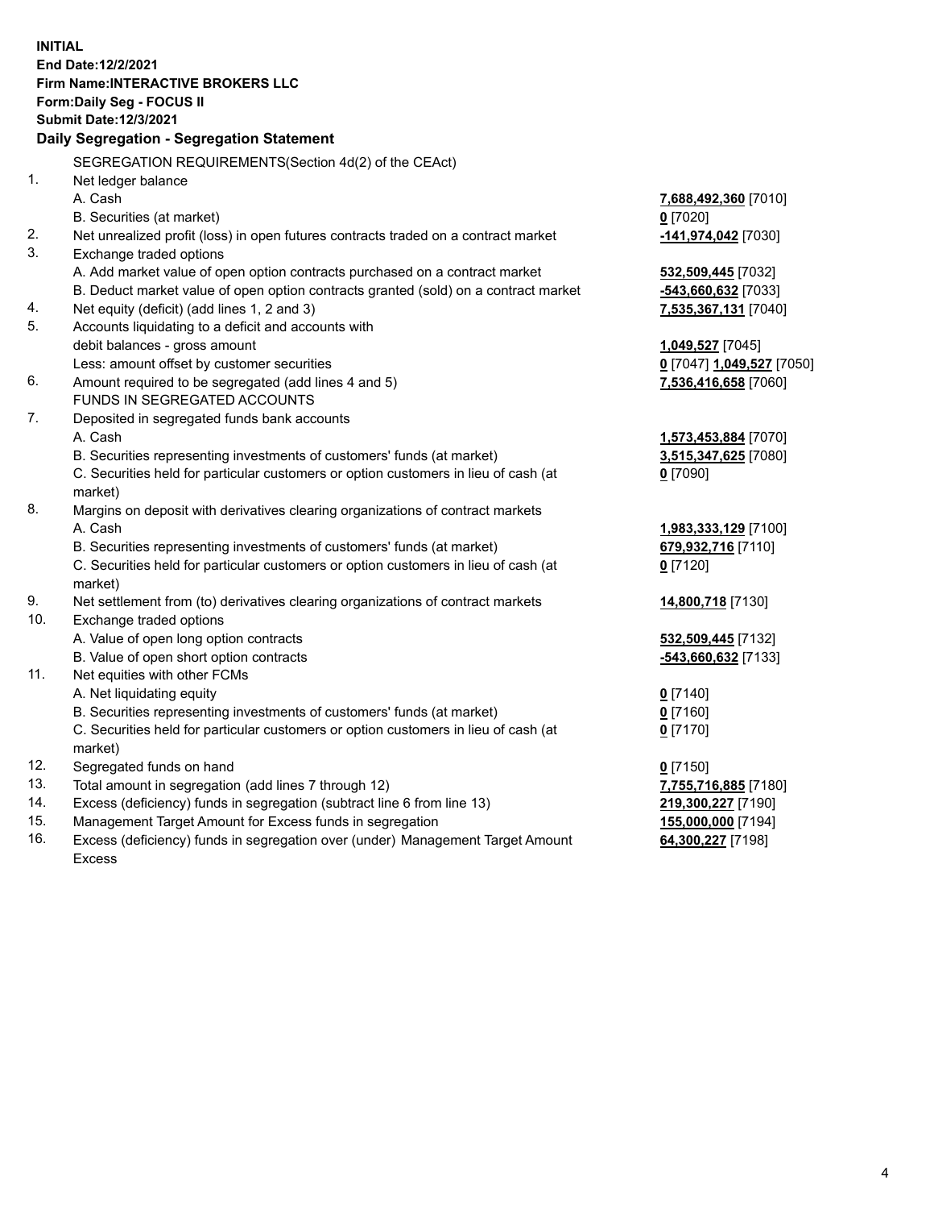**INITIAL**
**End Date:12/2/2021**
**Firm Name:INTERACTIVE BROKERS LLC**
**Form:Daily Seg - FOCUS II**
**Submit Date:12/3/2021**

## Daily Segregation - Segregation Statement

SEGREGATION REQUIREMENTS(Section 4d(2) of the CEAct)

| | | |
|---|---|---|
| 1. | Net ledger balance | |
| | A. Cash | **7,688,492,360** [7010] |
| | B. Securities (at market) | **0** [7020] |
| 2. | Net unrealized profit (loss) in open futures contracts traded on a contract market | **-141,974,042** [7030] |
| 3. | Exchange traded options | |
| | A. Add market value of open option contracts purchased on a contract market | **532,509,445** [7032] |
| | B. Deduct market value of open option contracts granted (sold) on a contract market | **-543,660,632** [7033] |
| 4. | Net equity (deficit) (add lines 1, 2 and 3) | **7,535,367,131** [7040] |
| 5. | Accounts liquidating to a deficit and accounts with debit balances - gross amount | **1,049,527** [7045] |
| | Less: amount offset by customer securities | **0** [7047] **1,049,527** [7050] |
| 6. | Amount required to be segregated (add lines 4 and 5) | **7,536,416,658** [7060] |
| | FUNDS IN SEGREGATED ACCOUNTS | |
| 7. | Deposited in segregated funds bank accounts | |
| | A. Cash | **1,573,453,884** [7070] |
| | B. Securities representing investments of customers' funds (at market) | **3,515,347,625** [7080] |
| | C. Securities held for particular customers or option customers in lieu of cash (at market) | **0** [7090] |
| 8. | Margins on deposit with derivatives clearing organizations of contract markets | |
| | A. Cash | **1,983,333,129** [7100] |
| | B. Securities representing investments of customers' funds (at market) | **679,932,716** [7110] |
| | C. Securities held for particular customers or option customers in lieu of cash (at market) | **0** [7120] |
| 9. | Net settlement from (to) derivatives clearing organizations of contract markets | **14,800,718** [7130] |
| 10. | Exchange traded options | |
| | A. Value of open long option contracts | **532,509,445** [7132] |
| | B. Value of open short option contracts | **-543,660,632** [7133] |
| 11. | Net equities with other FCMs | |
| | A. Net liquidating equity | **0** [7140] |
| | B. Securities representing investments of customers' funds (at market) | **0** [7160] |
| | C. Securities held for particular customers or option customers in lieu of cash (at market) | **0** [7170] |
| 12. | Segregated funds on hand | **0** [7150] |
| 13. | Total amount in segregation (add lines 7 through 12) | **7,755,716,885** [7180] |
| 14. | Excess (deficiency) funds in segregation (subtract line 6 from line 13) | **219,300,227** [7190] |
| 15. | Management Target Amount for Excess funds in segregation | **155,000,000** [7194] |
| 16. | Excess (deficiency) funds in segregation over (under) Management Target Amount Excess | **64,300,227** [7198] |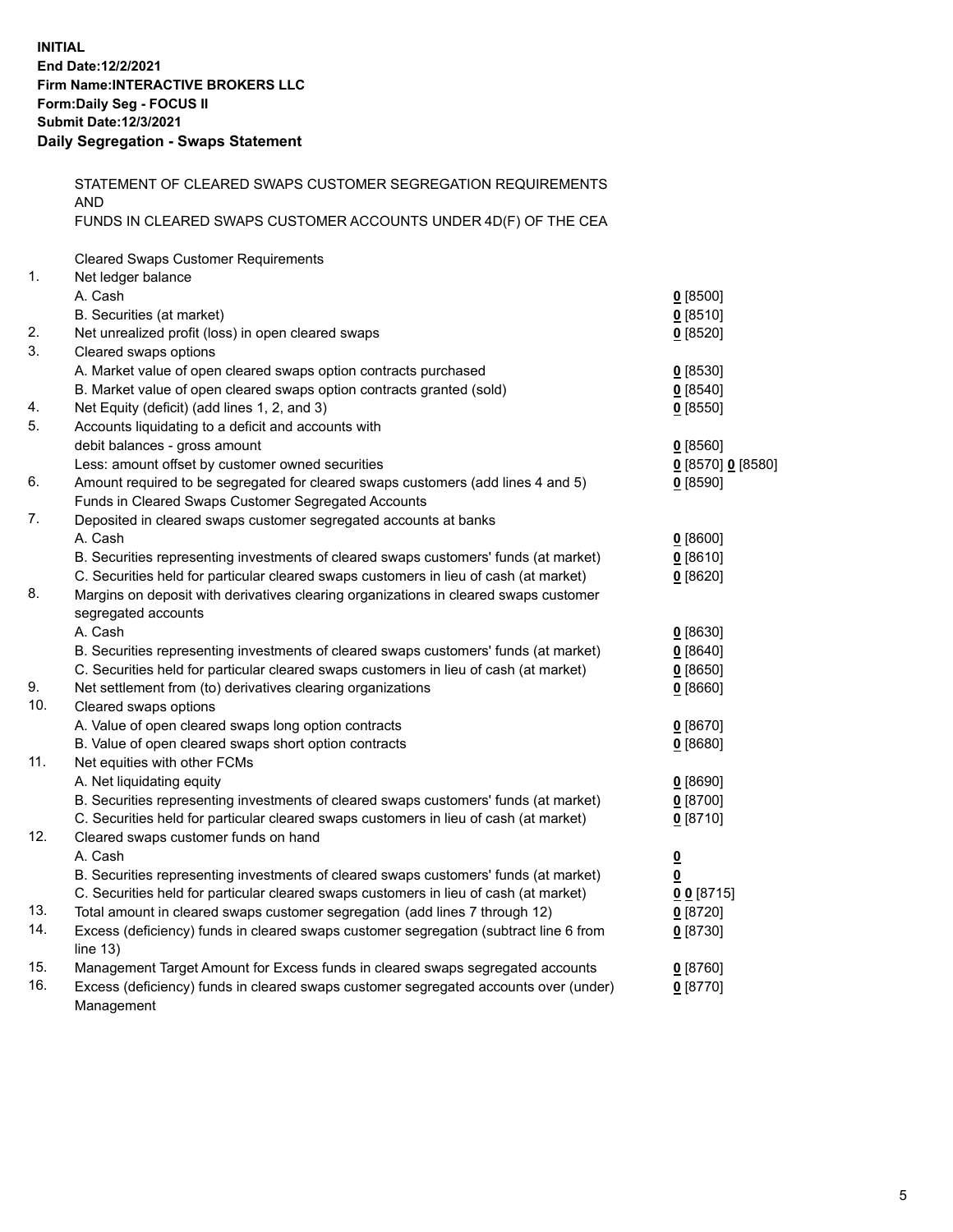**INITIAL**
**End Date:12/2/2021**
**Firm Name:INTERACTIVE BROKERS LLC**
**Form:Daily Seg - FOCUS II**
**Submit Date:12/3/2021**
**Daily Segregation - Swaps Statement**

STATEMENT OF CLEARED SWAPS CUSTOMER SEGREGATION REQUIREMENTS AND FUNDS IN CLEARED SWAPS CUSTOMER ACCOUNTS UNDER 4D(F) OF THE CEA

| | | |
|---|---|---|
| | Cleared Swaps Customer Requirements | |
| 1. | Net ledger balance | |
| | A. Cash | 0 [8500] |
| | B. Securities (at market) | 0 [8510] |
| 2. | Net unrealized profit (loss) in open cleared swaps | 0 [8520] |
| 3. | Cleared swaps options | |
| | A. Market value of open cleared swaps option contracts purchased | 0 [8530] |
| | B. Market value of open cleared swaps option contracts granted (sold) | 0 [8540] |
| 4. | Net Equity (deficit) (add lines 1, 2, and 3) | 0 [8550] |
| 5. | Accounts liquidating to a deficit and accounts with debit balances - gross amount | 0 [8560] |
| | Less: amount offset by customer owned securities | 0 [8570] 0 [8580] |
| 6. | Amount required to be segregated for cleared swaps customers (add lines 4 and 5) | 0 [8590] |
| | Funds in Cleared Swaps Customer Segregated Accounts | |
| 7. | Deposited in cleared swaps customer segregated accounts at banks | |
| | A. Cash | 0 [8600] |
| | B. Securities representing investments of cleared swaps customers' funds (at market) | 0 [8610] |
| | C. Securities held for particular cleared swaps customers in lieu of cash (at market) | 0 [8620] |
| 8. | Margins on deposit with derivatives clearing organizations in cleared swaps customer segregated accounts | |
| | A. Cash | 0 [8630] |
| | B. Securities representing investments of cleared swaps customers' funds (at market) | 0 [8640] |
| | C. Securities held for particular cleared swaps customers in lieu of cash (at market) | 0 [8650] |
| 9. | Net settlement from (to) derivatives clearing organizations | 0 [8660] |
| 10. | Cleared swaps options | |
| | A. Value of open cleared swaps long option contracts | 0 [8670] |
| | B. Value of open cleared swaps short option contracts | 0 [8680] |
| 11. | Net equities with other FCMs | |
| | A. Net liquidating equity | 0 [8690] |
| | B. Securities representing investments of cleared swaps customers' funds (at market) | 0 [8700] |
| | C. Securities held for particular cleared swaps customers in lieu of cash (at market) | 0 [8710] |
| 12. | Cleared swaps customer funds on hand | |
| | A. Cash | 0 |
| | B. Securities representing investments of cleared swaps customers' funds (at market) | 0 |
| | C. Securities held for particular cleared swaps customers in lieu of cash (at market) | 0 0 [8715] |
| 13. | Total amount in cleared swaps customer segregation (add lines 7 through 12) | 0 [8720] |
| 14. | Excess (deficiency) funds in cleared swaps customer segregation (subtract line 6 from line 13) | 0 [8730] |
| 15. | Management Target Amount for Excess funds in cleared swaps segregated accounts | 0 [8760] |
| 16. | Excess (deficiency) funds in cleared swaps customer segregated accounts over (under) Management | 0 [8770] |